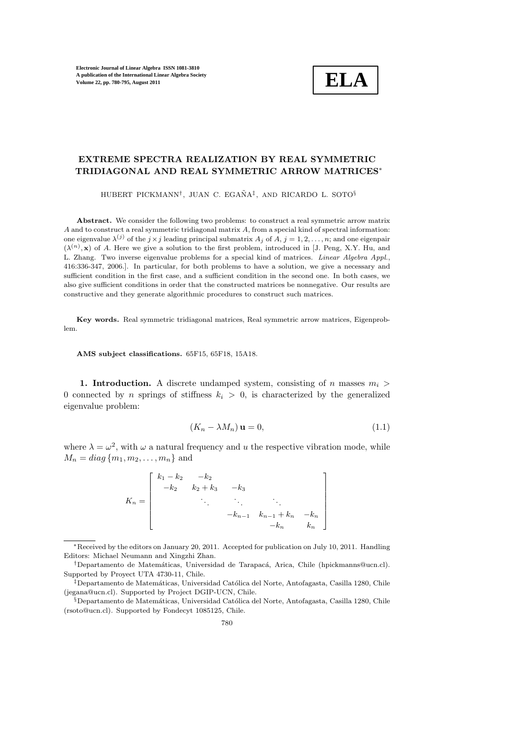# EXTREME SPECTRA REALIZATION BY REAL SYMMETRIC TRIDIAGONAL AND REAL SYMMETRIC ARROW MATRICES*

HUBERT PICKMANN†, JUAN C. EGAÑA‡, AND RICARDO L. SOTO§

**Abstract.** We consider the following two problems: to construct a real symmetric arrow matrix $A$ and to construct a real symmetric tridiagonal matrix $A$, from a special kind of spectral information: one eigenvalue $\lambda^{(j)}$ of the $j \times j$ leading principal submatrix $A_j$ of $A$, $j = 1, 2, \ldots, n$; and one eigenpair $(\lambda^{(n)}, \mathbf{x})$ of $A$. Here we give a solution to the first problem, introduced in [J. Peng, X.Y. Hu, and L. Zhang. Two inverse eigenvalue problems for a special kind of matrices. *Linear Algebra Appl.*, 416:336-347, 2006.]. In particular, for both problems to have a solution, we give a necessary and sufficient condition in the first case, and a sufficient condition in the second one. In both cases, we also give sufficient conditions in order that the constructed matrices be nonnegative. Our results are constructive and they generate algorithmic procedures to construct such matrices.

**Key words.** Real symmetric tridiagonal matrices, Real symmetric arrow matrices, Eigenproblem.

**AMS subject classifications.** 65F15, 65F18, 15A18.

**1. Introduction.** A discrete undamped system, consisting of $n$ masses $m_i > 0$ connected by $n$ springs of stiffness $k_i > 0$, is characterized by the generalized eigenvalue problem:

$$(K_n - \lambda M_n)\,\mathbf{u} = 0, \tag{1.1}$$

where $\lambda = \omega^2$, with $\omega$ a natural frequency and $u$ the respective vibration mode, while $M_n = diag\,\{m_1, m_2, \ldots, m_n\}$ and

$$K_n = \begin{bmatrix} k_1 - k_2 & -k_2 & & & \\ -k_2 & k_2 + k_3 & -k_3 & & \\ & \ddots & \ddots & \ddots & \\ & & -k_{n-1} & k_{n-1} + k_n & -k_n \\ & & & -k_n & k_n \end{bmatrix}$$

---

*Received by the editors on January 20, 2011. Accepted for publication on July 10, 2011. Handling Editors: Michael Neumann and Xingzhi Zhan.

†Departamento de Matemáticas, Universidad de Tarapacá, Arica, Chile (hpickmanns@ucn.cl). Supported by Proyect UTA 4730-11, Chile.

‡Departamento de Matemáticas, Universidad Católica del Norte, Antofagasta, Casilla 1280, Chile (jegana@ucn.cl). Supported by Project DGIP-UCN, Chile.

§Departamento de Matemáticas, Universidad Católica del Norte, Antofagasta, Casilla 1280, Chile (rsoto@ucn.cl). Supported by Fondecyt 1085125, Chile.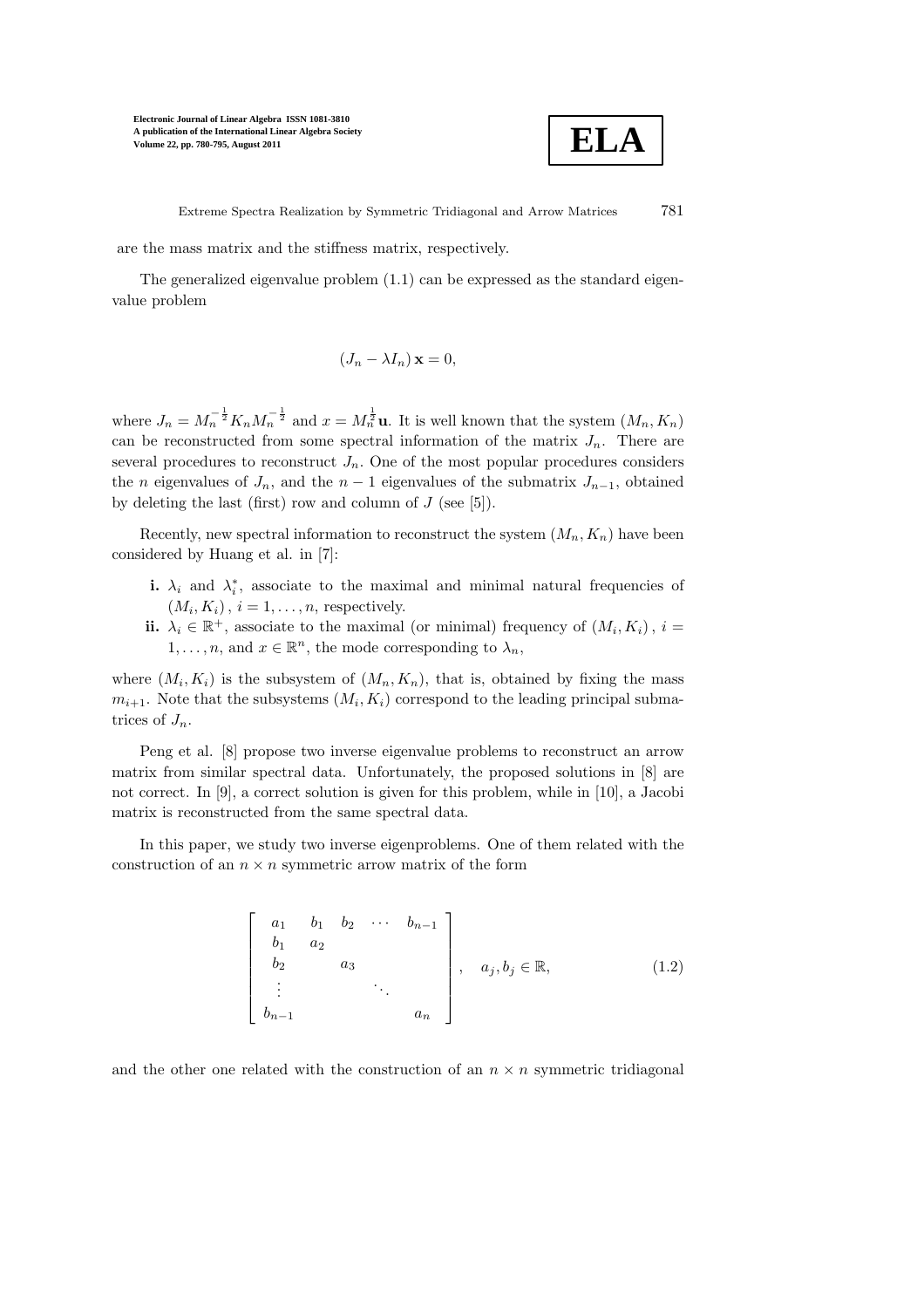are the mass matrix and the stiffness matrix, respectively.

The generalized eigenvalue problem (1.1) can be expressed as the standard eigenvalue problem

$$(J_n - \lambda I_n)\,\mathbf{x} = 0,$$

where $J_n = M_n^{-\frac{1}{2}} K_n M_n^{-\frac{1}{2}}$ and $x = M_n^{\frac{1}{2}}\mathbf{u}$. It is well known that the system $(M_n, K_n)$ can be reconstructed from some spectral information of the matrix $J_n$. There are several procedures to reconstruct $J_n$. One of the most popular procedures considers the $n$ eigenvalues of $J_n$, and the $n-1$ eigenvalues of the submatrix $J_{n-1}$, obtained by deleting the last (first) row and column of $J$ (see [5]).

Recently, new spectral information to reconstruct the system $(M_n, K_n)$ have been considered by Huang et al. in [7]:

- **i.** $\lambda_i$ and $\lambda_i^*$, associate to the maximal and minimal natural frequencies of $(M_i, K_i)$, $i = 1, \ldots, n$, respectively.
- **ii.** $\lambda_i \in \mathbb{R}^+$, associate to the maximal (or minimal) frequency of $(M_i, K_i)$, $i = 1, \ldots, n$, and $x \in \mathbb{R}^n$, the mode corresponding to $\lambda_n$,

where $(M_i, K_i)$ is the subsystem of $(M_n, K_n)$, that is, obtained by fixing the mass $m_{i+1}$. Note that the subsystems $(M_i, K_i)$ correspond to the leading principal submatrices of $J_n$.

Peng et al. [8] propose two inverse eigenvalue problems to reconstruct an arrow matrix from similar spectral data. Unfortunately, the proposed solutions in [8] are not correct. In [9], a correct solution is given for this problem, while in [10], a Jacobi matrix is reconstructed from the same spectral data.

In this paper, we study two inverse eigenproblems. One of them related with the construction of an $n \times n$ symmetric arrow matrix of the form

$$\begin{bmatrix} a_1 & b_1 & b_2 & \cdots & b_{n-1} \\ b_1 & a_2 & & & \\ b_2 & & a_3 & & \\ \vdots & & & \ddots & \\ b_{n-1} & & & & a_n \end{bmatrix}, \quad a_j, b_j \in \mathbb{R}, \tag{1.2}$$

and the other one related with the construction of an $n \times n$ symmetric tridiagonal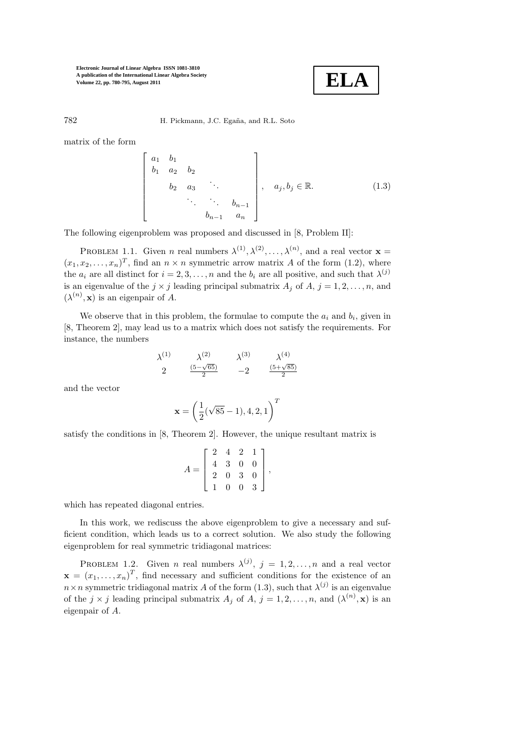matrix of the form

$$\begin{bmatrix} a_1 & b_1 & & & \\ b_1 & a_2 & b_2 & & \\ & b_2 & a_3 & \ddots & \\ & & \ddots & \ddots & b_{n-1} \\ & & & b_{n-1} & a_n \end{bmatrix}, \quad a_j, b_j \in \mathbb{R}. \tag{1.3}$$

The following eigenproblem was proposed and discussed in [8, Problem II]:

PROBLEM 1.1. Given $n$ real numbers $\lambda^{(1)}, \lambda^{(2)}, \ldots, \lambda^{(n)}$, and a real vector $\mathbf{x} = (x_1, x_2, \ldots, x_n)^T$, find an $n \times n$ symmetric arrow matrix $A$ of the form (1.2), where the $a_i$ are all distinct for $i = 2, 3, \ldots, n$ and the $b_i$ are all positive, and such that $\lambda^{(j)}$ is an eigenvalue of the $j \times j$ leading principal submatrix $A_j$ of $A$, $j = 1, 2, \ldots, n$, and $(\lambda^{(n)}, \mathbf{x})$ is an eigenpair of $A$.

We observe that in this problem, the formulae to compute the $a_i$ and $b_i$, given in [8, Theorem 2], may lead us to a matrix which does not satisfy the requirements. For instance, the numbers

| $\lambda^{(1)}$ | $\lambda^{(2)}$ | $\lambda^{(3)}$ | $\lambda^{(4)}$ |
|---|---|---|---|
| $2$ | $\frac{(5-\sqrt{65})}{2}$ | $-2$ | $\frac{(5+\sqrt{85})}{2}$ |

and the vector

$$\mathbf{x} = \left( \frac{1}{2}(\sqrt{85} - 1), 4, 2, 1 \right)^T$$

satisfy the conditions in [8, Theorem 2]. However, the unique resultant matrix is

$$A = \begin{bmatrix} 2 & 4 & 2 & 1 \\ 4 & 3 & 0 & 0 \\ 2 & 0 & 3 & 0 \\ 1 & 0 & 0 & 3 \end{bmatrix},$$

which has repeated diagonal entries.

In this work, we rediscuss the above eigenproblem to give a necessary and sufficient condition, which leads us to a correct solution. We also study the following eigenproblem for real symmetric tridiagonal matrices:

PROBLEM 1.2. Given $n$ real numbers $\lambda^{(j)}$, $j = 1, 2, \ldots, n$ and a real vector $\mathbf{x} = (x_1, \ldots, x_n)^T$, find necessary and sufficient conditions for the existence of an $n \times n$ symmetric tridiagonal matrix $A$ of the form (1.3), such that $\lambda^{(j)}$ is an eigenvalue of the $j \times j$ leading principal submatrix $A_j$ of $A$, $j = 1, 2, \ldots, n$, and $(\lambda^{(n)}, \mathbf{x})$ is an eigenpair of $A$.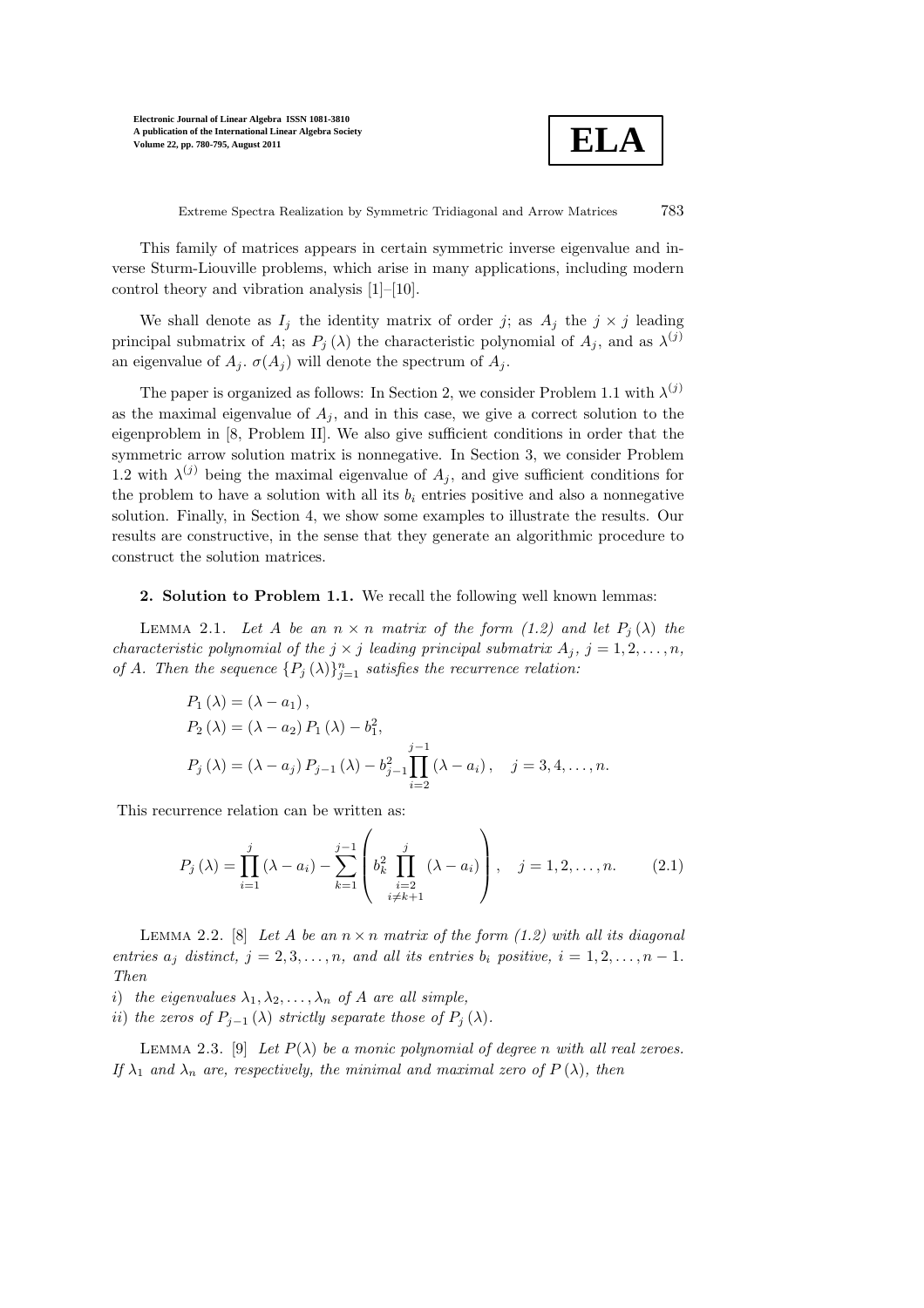This family of matrices appears in certain symmetric inverse eigenvalue and inverse Sturm-Liouville problems, which arise in many applications, including modern control theory and vibration analysis [1]–[10].

We shall denote as $I_j$ the identity matrix of order $j$; as $A_j$ the $j \times j$ leading principal submatrix of $A$; as $P_j(\lambda)$ the characteristic polynomial of $A_j$, and as $\lambda^{(j)}$ an eigenvalue of $A_j$. $\sigma(A_j)$ will denote the spectrum of $A_j$.

The paper is organized as follows: In Section 2, we consider Problem 1.1 with $\lambda^{(j)}$ as the maximal eigenvalue of $A_j$, and in this case, we give a correct solution to the eigenproblem in [8, Problem II]. We also give sufficient conditions in order that the symmetric arrow solution matrix is nonnegative. In Section 3, we consider Problem 1.2 with $\lambda^{(j)}$ being the maximal eigenvalue of $A_j$, and give sufficient conditions for the problem to have a solution with all its $b_i$ entries positive and also a nonnegative solution. Finally, in Section 4, we show some examples to illustrate the results. Our results are constructive, in the sense that they generate an algorithmic procedure to construct the solution matrices.

**2. Solution to Problem 1.1.** We recall the following well known lemmas:

Lemma 2.1. *Let $A$ be an $n \times n$ matrix of the form (1.2) and let $P_j(\lambda)$ the characteristic polynomial of the $j \times j$ leading principal submatrix $A_j$, $j = 1, 2, \ldots, n$, of $A$. Then the sequence $\{P_j(\lambda)\}_{j=1}^n$ satisfies the recurrence relation:*

$$
\begin{aligned}
P_1(\lambda) &= (\lambda - a_1), \\
P_2(\lambda) &= (\lambda - a_2) P_1(\lambda) - b_1^2, \\
P_j(\lambda) &= (\lambda - a_j) P_{j-1}(\lambda) - b_{j-1}^2 \prod_{i=2}^{j-1} (\lambda - a_i), \quad j = 3, 4, \ldots, n.
\end{aligned}
$$

This recurrence relation can be written as:

$$
P_j(\lambda) = \prod_{i=1}^{j} (\lambda - a_i) - \sum_{k=1}^{j-1} \left( b_k^2 \prod_{\substack{i=2 \\ i \neq k+1}}^{j} (\lambda - a_i) \right), \quad j = 1, 2, \ldots, n. \tag{2.1}
$$

Lemma 2.2. [8] *Let $A$ be an $n \times n$ matrix of the form (1.2) with all its diagonal entries $a_j$ distinct, $j = 2, 3, \ldots, n$, and all its entries $b_i$ positive, $i = 1, 2, \ldots, n-1$. Then*

*i) the eigenvalues $\lambda_1, \lambda_2, \ldots, \lambda_n$ of $A$ are all simple,*
*ii) the zeros of $P_{j-1}(\lambda)$ strictly separate those of $P_j(\lambda)$.*

Lemma 2.3. [9] *Let $P(\lambda)$ be a monic polynomial of degree $n$ with all real zeroes. If $\lambda_1$ and $\lambda_n$ are, respectively, the minimal and maximal zero of $P(\lambda)$, then*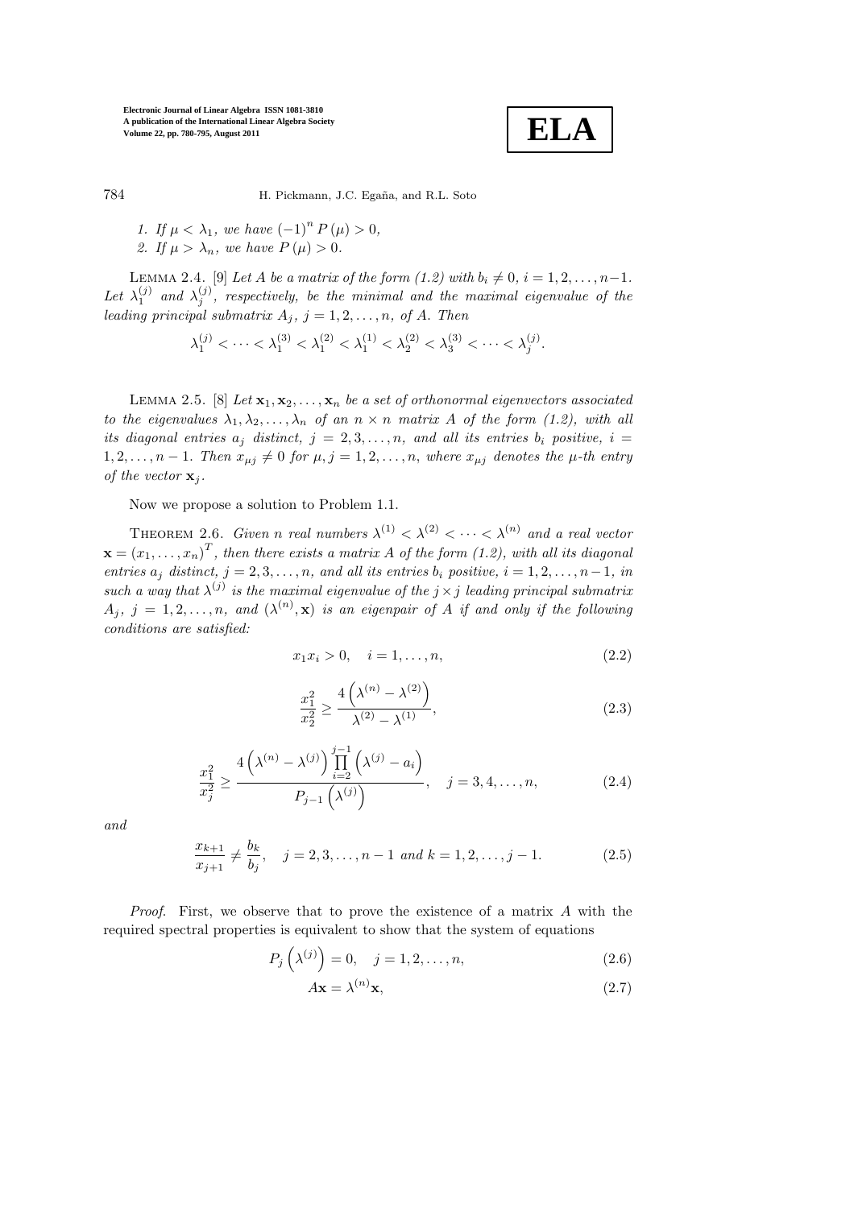1. If $\mu < \lambda_1$, we have $(-1)^n P(\mu) > 0$,
2. If $\mu > \lambda_n$, we have $P(\mu) > 0$.

Lemma 2.4. [9] *Let $A$ be a matrix of the form (1.2) with $b_i \neq 0$, $i = 1, 2, \ldots, n-1$. Let $\lambda_1^{(j)}$ and $\lambda_j^{(j)}$, respectively, be the minimal and the maximal eigenvalue of the leading principal submatrix $A_j$, $j = 1, 2, \ldots, n$, of $A$. Then*

$$\lambda_1^{(j)} < \cdots < \lambda_1^{(3)} < \lambda_1^{(2)} < \lambda_1^{(1)} < \lambda_2^{(2)} < \lambda_3^{(3)} < \cdots < \lambda_j^{(j)}.$$

Lemma 2.5. [8] *Let $\mathbf{x}_1, \mathbf{x}_2, \ldots, \mathbf{x}_n$ be a set of orthonormal eigenvectors associated to the eigenvalues $\lambda_1, \lambda_2, \ldots, \lambda_n$ of an $n \times n$ matrix $A$ of the form (1.2), with all its diagonal entries $a_j$ distinct, $j = 2, 3, \ldots, n$, and all its entries $b_i$ positive, $i = 1, 2, \ldots, n-1$. Then $x_{\mu j} \neq 0$ for $\mu, j = 1, 2, \ldots, n$, where $x_{\mu j}$ denotes the $\mu$-th entry of the vector $\mathbf{x}_j$.*

Now we propose a solution to Problem 1.1.

Theorem 2.6. *Given $n$ real numbers $\lambda^{(1)} < \lambda^{(2)} < \cdots < \lambda^{(n)}$ and a real vector $\mathbf{x} = (x_1, \ldots, x_n)^T$, then there exists a matrix $A$ of the form (1.2), with all its diagonal entries $a_j$ distinct, $j = 2, 3, \ldots, n$, and all its entries $b_i$ positive, $i = 1, 2, \ldots, n-1$, in such a way that $\lambda^{(j)}$ is the maximal eigenvalue of the $j \times j$ leading principal submatrix $A_j$, $j = 1, 2, \ldots, n$, and $(\lambda^{(n)}, \mathbf{x})$ is an eigenpair of $A$ if and only if the following conditions are satisfied:*

$$x_1 x_i > 0, \quad i = 1, \ldots, n, \tag{2.2}$$

$$\frac{x_1^2}{x_2^2} \geq \frac{4\left(\lambda^{(n)} - \lambda^{(2)}\right)}{\lambda^{(2)} - \lambda^{(1)}}, \tag{2.3}$$

$$\frac{x_1^2}{x_j^2} \geq \frac{4\left(\lambda^{(n)} - \lambda^{(j)}\right)\prod_{i=2}^{j-1}\left(\lambda^{(j)} - a_i\right)}{P_{j-1}\left(\lambda^{(j)}\right)}, \quad j = 3, 4, \ldots, n, \tag{2.4}$$

*and*

$$\frac{x_{k+1}}{x_{j+1}} \neq \frac{b_k}{b_j}, \quad j = 2, 3, \ldots, n-1 \text{ and } k = 1, 2, \ldots, j-1. \tag{2.5}$$

*Proof*. First, we observe that to prove the existence of a matrix $A$ with the required spectral properties is equivalent to show that the system of equations

$$P_j\left(\lambda^{(j)}\right) = 0, \quad j = 1, 2, \ldots, n, \tag{2.6}$$

$$A\mathbf{x} = \lambda^{(n)}\mathbf{x}, \tag{2.7}$$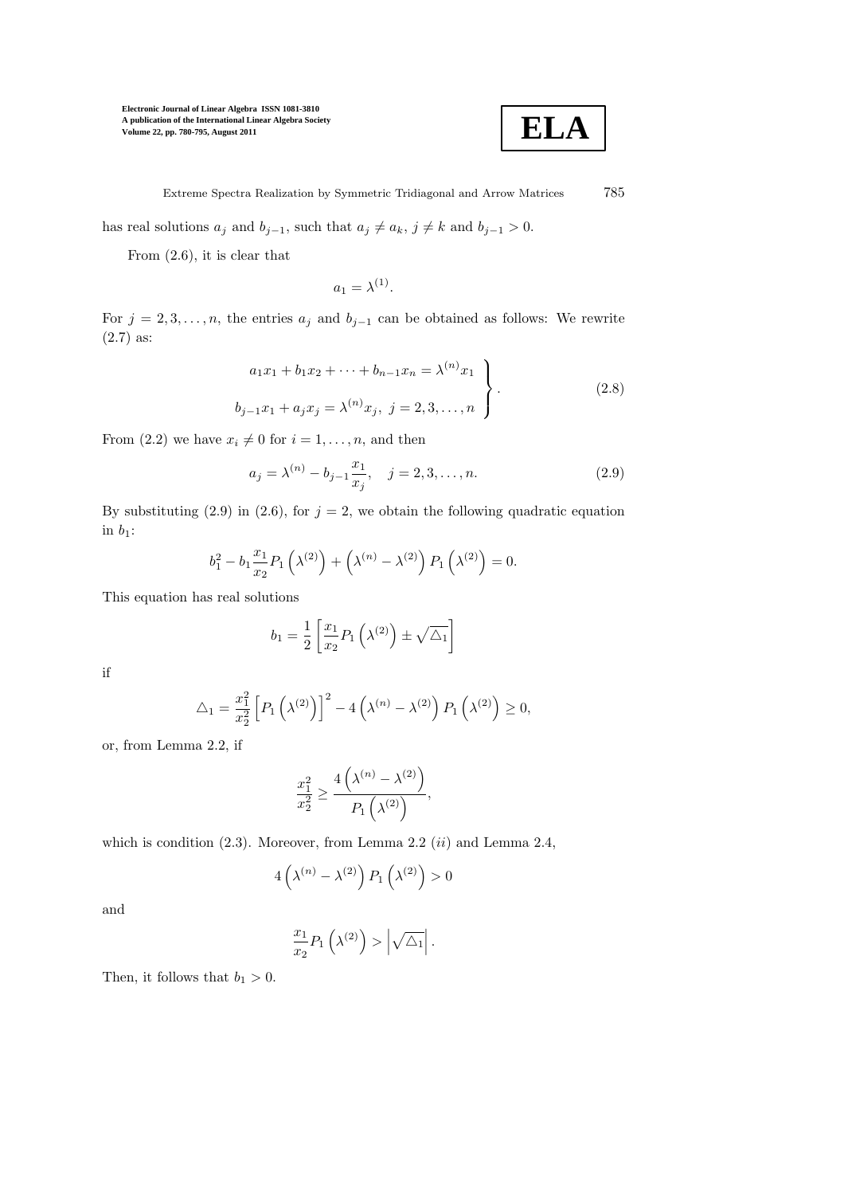has real solutions $a_j$ and $b_{j-1}$, such that $a_j \neq a_k$, $j \neq k$ and $b_{j-1} > 0$.

From (2.6), it is clear that

$$a_1 = \lambda^{(1)}.$$

For $j = 2, 3, \ldots, n$, the entries $a_j$ and $b_{j-1}$ can be obtained as follows: We rewrite (2.7) as:

$$\left.\begin{aligned} a_1 x_1 + b_1 x_2 + \cdots + b_{n-1} x_n = \lambda^{(n)} x_1 \\ b_{j-1} x_1 + a_j x_j = \lambda^{(n)} x_j,\ j = 2, 3, \ldots, n \end{aligned}\right\}. \tag{2.8}$$

From (2.2) we have $x_i \neq 0$ for $i = 1, \ldots, n$, and then

$$a_j = \lambda^{(n)} - b_{j-1} \frac{x_1}{x_j}, \quad j = 2, 3, \ldots, n. \tag{2.9}$$

By substituting (2.9) in (2.6), for $j = 2$, we obtain the following quadratic equation in $b_1$:

$$b_1^2 - b_1 \frac{x_1}{x_2} P_1\left(\lambda^{(2)}\right) + \left(\lambda^{(n)} - \lambda^{(2)}\right) P_1\left(\lambda^{(2)}\right) = 0.$$

This equation has real solutions

$$b_1 = \frac{1}{2}\left[\frac{x_1}{x_2} P_1\left(\lambda^{(2)}\right) \pm \sqrt{\triangle_1}\right]$$

if

$$\triangle_1 = \frac{x_1^2}{x_2^2}\left[P_1\left(\lambda^{(2)}\right)\right]^2 - 4\left(\lambda^{(n)} - \lambda^{(2)}\right) P_1\left(\lambda^{(2)}\right) \geq 0,$$

or, from Lemma 2.2, if

$$\frac{x_1^2}{x_2^2} \geq \frac{4\left(\lambda^{(n)} - \lambda^{(2)}\right)}{P_1\left(\lambda^{(2)}\right)},$$

which is condition (2.3). Moreover, from Lemma 2.2 $(ii)$ and Lemma 2.4,

$$4\left(\lambda^{(n)} - \lambda^{(2)}\right) P_1\left(\lambda^{(2)}\right) > 0$$

and

$$\frac{x_1}{x_2} P_1\left(\lambda^{(2)}\right) > \left|\sqrt{\triangle_1}\right|.$$

Then, it follows that $b_1 > 0$.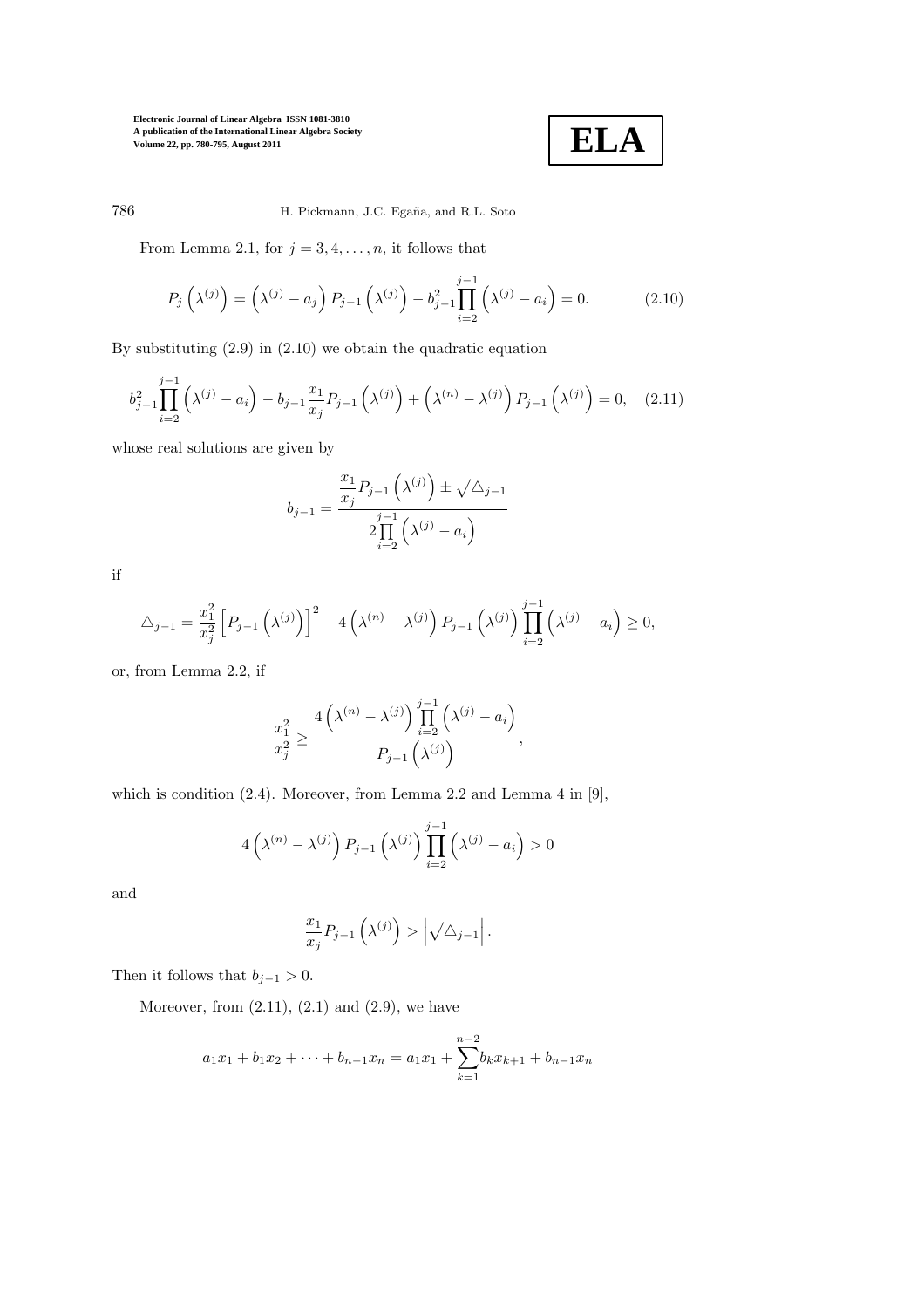From Lemma 2.1, for $j = 3, 4, \ldots, n$, it follows that

$$P_j\left(\lambda^{(j)}\right) = \left(\lambda^{(j)} - a_j\right) P_{j-1}\left(\lambda^{(j)}\right) - b_{j-1}^2 \prod_{i=2}^{j-1}\left(\lambda^{(j)} - a_i\right) = 0. \tag{2.10}$$

By substituting (2.9) in (2.10) we obtain the quadratic equation

$$b_{j-1}^2 \prod_{i=2}^{j-1}\left(\lambda^{(j)} - a_i\right) - b_{j-1}\frac{x_1}{x_j} P_{j-1}\left(\lambda^{(j)}\right) + \left(\lambda^{(n)} - \lambda^{(j)}\right) P_{j-1}\left(\lambda^{(j)}\right) = 0, \tag{2.11}$$

whose real solutions are given by

$$b_{j-1} = \frac{\dfrac{x_1}{x_j} P_{j-1}\left(\lambda^{(j)}\right) \pm \sqrt{\triangle_{j-1}}}{2\prod\limits_{i=2}^{j-1}\left(\lambda^{(j)} - a_i\right)}$$

if

$$\triangle_{j-1} = \frac{x_1^2}{x_j^2}\left[P_{j-1}\left(\lambda^{(j)}\right)\right]^2 - 4\left(\lambda^{(n)} - \lambda^{(j)}\right) P_{j-1}\left(\lambda^{(j)}\right) \prod_{i=2}^{j-1}\left(\lambda^{(j)} - a_i\right) \geq 0,$$

or, from Lemma 2.2, if

$$\frac{x_1^2}{x_j^2} \geq \frac{4\left(\lambda^{(n)} - \lambda^{(j)}\right) \prod\limits_{i=2}^{j-1}\left(\lambda^{(j)} - a_i\right)}{P_{j-1}\left(\lambda^{(j)}\right)},$$

which is condition (2.4). Moreover, from Lemma 2.2 and Lemma 4 in [9],

$$4\left(\lambda^{(n)} - \lambda^{(j)}\right) P_{j-1}\left(\lambda^{(j)}\right) \prod_{i=2}^{j-1}\left(\lambda^{(j)} - a_i\right) > 0$$

and

$$\frac{x_1}{x_j} P_{j-1}\left(\lambda^{(j)}\right) > \left|\sqrt{\triangle_{j-1}}\right|.$$

Then it follows that $b_{j-1} > 0$.

Moreover, from (2.11), (2.1) and (2.9), we have

$$a_1 x_1 + b_1 x_2 + \cdots + b_{n-1} x_n = a_1 x_1 + \sum_{k=1}^{n-2} b_k x_{k+1} + b_{n-1} x_n$$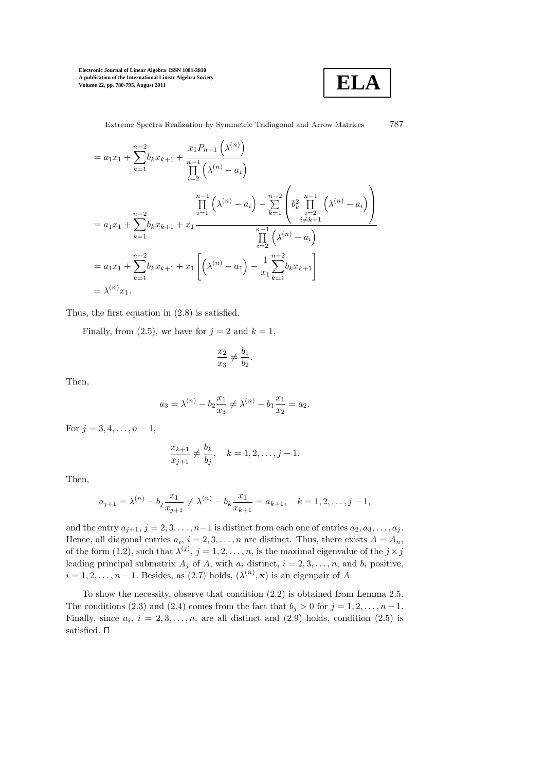$$
\begin{aligned}
&= a_1x_1 + \sum_{k=1}^{n-2} b_k x_{k+1} + \frac{x_1 P_{n-1}\left(\lambda^{(n)}\right)}{\prod\limits_{i=2}^{n-1}\left(\lambda^{(n)} - a_i\right)} \\
&= a_1x_1 + \sum_{k=1}^{n-2} b_k x_{k+1} + x_1 \frac{\prod\limits_{i=1}^{n-1}\left(\lambda^{(n)} - a_i\right) - \sum\limits_{k=1}^{n-2}\left(b_k^2 \prod\limits_{\substack{i=2 \\ i\neq k+1}}^{n-1}\left(\lambda^{(n)} - a_i\right)\right)}{\prod\limits_{i=2}^{n-1}\left(\lambda^{(n)} - a_i\right)} \\
&= a_1x_1 + \sum_{k=1}^{n-2} b_k x_{k+1} + x_1\left[\left(\lambda^{(n)} - a_1\right) - \frac{1}{x_1}\sum_{k=1}^{n-2} b_k x_{k+1}\right] \\
&= \lambda^{(n)} x_1.
\end{aligned}
$$

Thus, the first equation in (2.8) is satisfied.

Finally, from (2.5), we have for $j = 2$ and $k = 1$,

$$
\frac{x_2}{x_3} \neq \frac{b_1}{b_2}.
$$

Then,

$$
a_3 = \lambda^{(n)} - b_2\frac{x_1}{x_3} \neq \lambda^{(n)} - b_1\frac{x_1}{x_2} = a_2.
$$

For $j = 3, 4, \ldots, n-1$,

$$
\frac{x_{k+1}}{x_{j+1}} \neq \frac{b_k}{b_j}, \quad k = 1, 2, \ldots, j-1.
$$

Then,

$$
a_{j+1} = \lambda^{(n)} - b_j\frac{x_1}{x_{j+1}} \neq \lambda^{(n)} - b_k\frac{x_1}{x_{k+1}} = a_{k+1}, \quad k = 1, 2, \ldots, j-1,
$$

and the entry $a_{j+1}$, $j = 2, 3, \ldots, n-1$ is distinct from each one of entries $a_2, a_3, \ldots, a_j$. Hence, all diagonal entries $a_i$, $i = 2, 3, \ldots, n$ are distinct. Thus, there exists $A = A_n$, of the form (1.2), such that $\lambda^{(j)}$, $j = 1, 2, \ldots, n$, is the maximal eigenvalue of the $j \times j$ leading principal submatrix $A_j$ of $A$, with $a_i$ distinct, $i = 2, 3, \ldots, n$, and $b_i$ positive, $i = 1, 2, \ldots, n-1$. Besides, as (2.7) holds, $(\lambda^{(n)}, \mathbf{x})$ is an eigenpair of $A$.

To show the necessity, observe that condition (2.2) is obtained from Lemma 2.5. The conditions (2.3) and (2.4) comes from the fact that $b_j > 0$ for $j = 1, 2, \ldots, n-1$. Finally, since $a_i$, $i = 2, 3, \ldots, n$, are all distinct and (2.9) holds, condition (2.5) is satisfied. □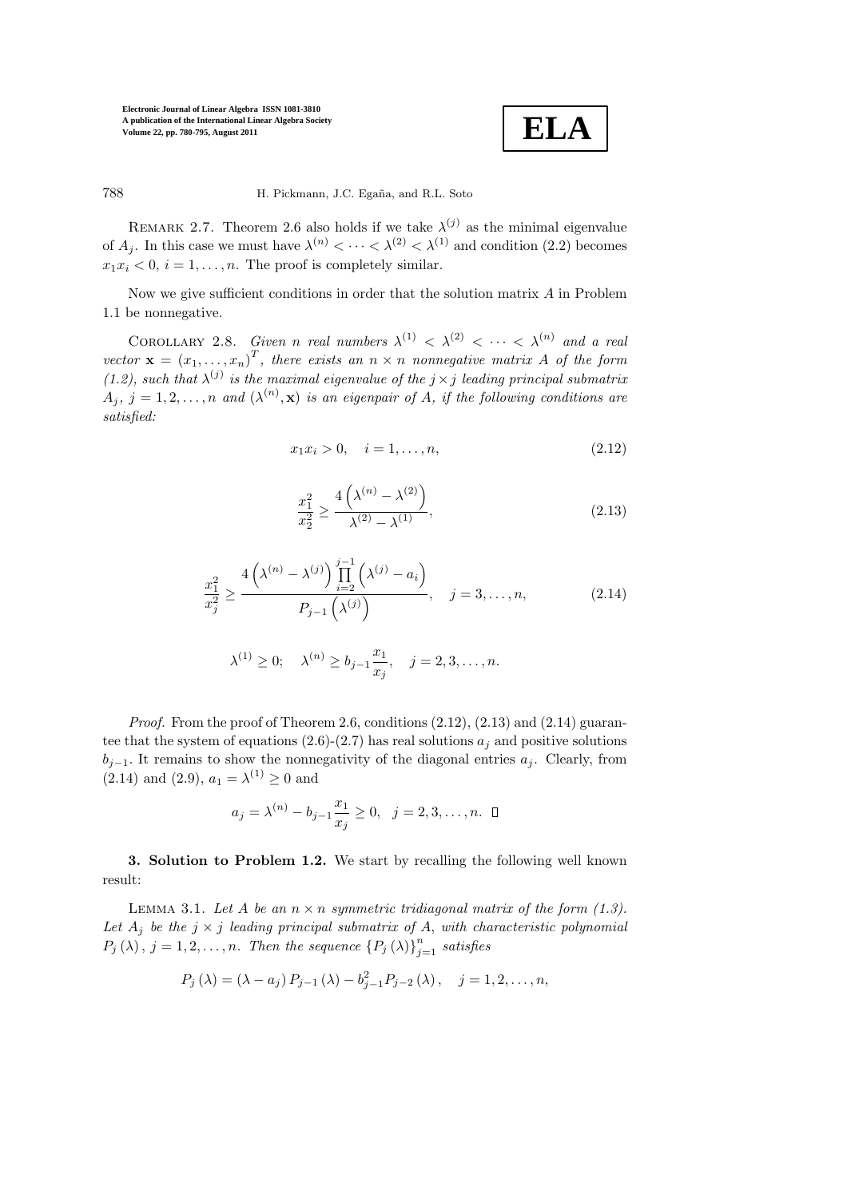Remark 2.7. Theorem 2.6 also holds if we take $\lambda^{(j)}$ as the minimal eigenvalue of $A_j$. In this case we must have $\lambda^{(n)} < \cdots < \lambda^{(2)} < \lambda^{(1)}$ and condition (2.2) becomes $x_1 x_i < 0$, $i = 1, \ldots, n$. The proof is completely similar.

Now we give sufficient conditions in order that the solution matrix $A$ in Problem 1.1 be nonnegative.

Corollary 2.8. *Given $n$ real numbers $\lambda^{(1)} < \lambda^{(2)} < \cdots < \lambda^{(n)}$ and a real vector $\mathbf{x} = (x_1, \ldots, x_n)^T$, there exists an $n \times n$ nonnegative matrix $A$ of the form (1.2), such that $\lambda^{(j)}$ is the maximal eigenvalue of the $j \times j$ leading principal submatrix $A_j$, $j = 1, 2, \ldots, n$ and $(\lambda^{(n)}, \mathbf{x})$ is an eigenpair of $A$, if the following conditions are satisfied:*

$$x_1 x_i > 0, \quad i = 1, \ldots, n, \tag{2.12}$$

$$\frac{x_1^2}{x_2^2} \geq \frac{4\left(\lambda^{(n)} - \lambda^{(2)}\right)}{\lambda^{(2)} - \lambda^{(1)}}, \tag{2.13}$$

$$\frac{x_1^2}{x_j^2} \geq \frac{4\left(\lambda^{(n)} - \lambda^{(j)}\right)\prod\limits_{i=2}^{j-1}\left(\lambda^{(j)} - a_i\right)}{P_{j-1}\left(\lambda^{(j)}\right)}, \quad j = 3, \ldots, n, \tag{2.14}$$

$$\lambda^{(1)} \geq 0; \quad \lambda^{(n)} \geq b_{j-1}\frac{x_1}{x_j}, \quad j = 2, 3, \ldots, n.$$

*Proof.* From the proof of Theorem 2.6, conditions (2.12), (2.13) and (2.14) guarantee that the system of equations (2.6)-(2.7) has real solutions $a_j$ and positive solutions $b_{j-1}$. It remains to show the nonnegativity of the diagonal entries $a_j$. Clearly, from (2.14) and (2.9), $a_1 = \lambda^{(1)} \geq 0$ and

$$a_j = \lambda^{(n)} - b_{j-1}\frac{x_1}{x_j} \geq 0, \quad j = 2, 3, \ldots, n. \quad \square$$

**3. Solution to Problem 1.2.** We start by recalling the following well known result:

Lemma 3.1. *Let $A$ be an $n \times n$ symmetric tridiagonal matrix of the form (1.3). Let $A_j$ be the $j \times j$ leading principal submatrix of $A$, with characteristic polynomial $P_j(\lambda)$, $j = 1, 2, \ldots, n$. Then the sequence $\{P_j(\lambda)\}_{j=1}^n$ satisfies*

$$P_j(\lambda) = (\lambda - a_j) P_{j-1}(\lambda) - b_{j-1}^2 P_{j-2}(\lambda), \quad j = 1, 2, \ldots, n,$$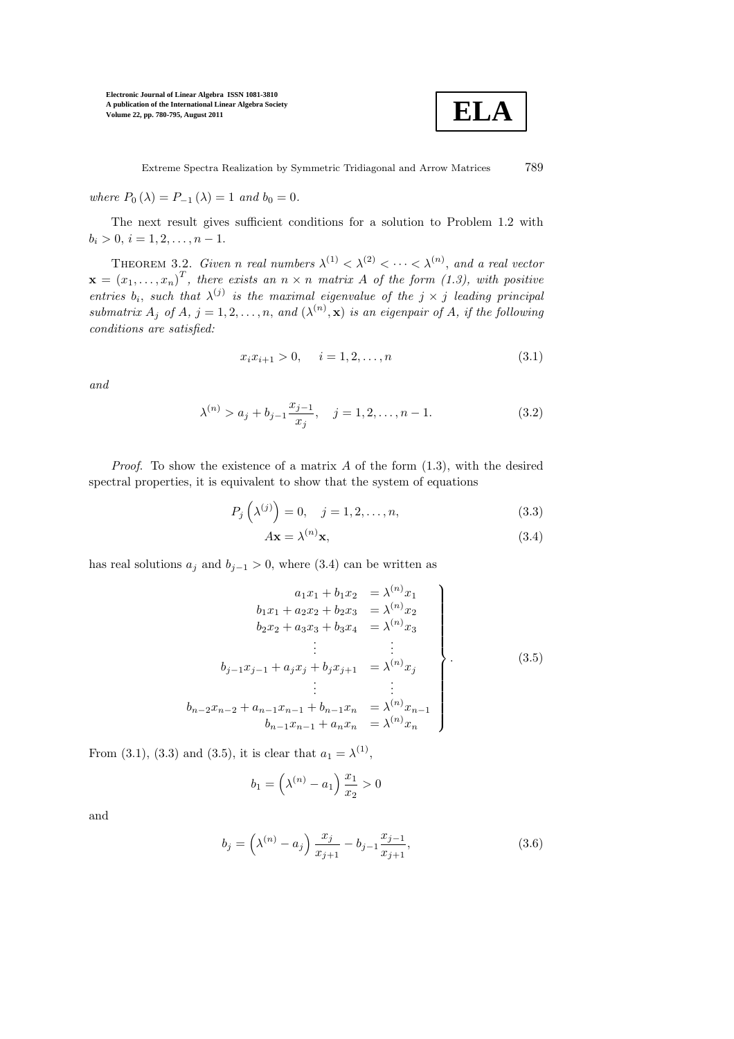*where* $P_0(\lambda) = P_{-1}(\lambda) = 1$ *and* $b_0 = 0$.

The next result gives sufficient conditions for a solution to Problem 1.2 with $b_i > 0$, $i = 1, 2, \ldots, n-1$.

THEOREM 3.2. *Given $n$ real numbers $\lambda^{(1)} < \lambda^{(2)} < \cdots < \lambda^{(n)}$, and a real vector $\mathbf{x} = (x_1, \ldots, x_n)^T$, there exists an $n \times n$ matrix $A$ of the form (1.3), with positive entries $b_i$, such that $\lambda^{(j)}$ is the maximal eigenvalue of the $j \times j$ leading principal submatrix $A_j$ of $A$, $j = 1, 2, \ldots, n$, and $(\lambda^{(n)}, \mathbf{x})$ is an eigenpair of $A$, if the following conditions are satisfied:*

$$x_i x_{i+1} > 0, \quad i = 1, 2, \ldots, n \tag{3.1}$$

*and*

$$\lambda^{(n)} > a_j + b_{j-1}\frac{x_{j-1}}{x_j}, \quad j = 1, 2, \ldots, n-1. \tag{3.2}$$

*Proof.* To show the existence of a matrix $A$ of the form (1.3), with the desired spectral properties, it is equivalent to show that the system of equations

$$P_j\left(\lambda^{(j)}\right) = 0, \quad j = 1, 2, \ldots, n, \tag{3.3}$$

$$A\mathbf{x} = \lambda^{(n)}\mathbf{x}, \tag{3.4}$$

has real solutions $a_j$ and $b_{j-1} > 0$, where (3.4) can be written as

$$\left.\begin{array}{rl} a_1 x_1 + b_1 x_2 & = \lambda^{(n)} x_1 \\ b_1 x_1 + a_2 x_2 + b_2 x_3 & = \lambda^{(n)} x_2 \\ b_2 x_2 + a_3 x_3 + b_3 x_4 & = \lambda^{(n)} x_3 \\ \vdots & \quad \vdots \\ b_{j-1} x_{j-1} + a_j x_j + b_j x_{j+1} & = \lambda^{(n)} x_j \\ \vdots & \quad \vdots \\ b_{n-2} x_{n-2} + a_{n-1} x_{n-1} + b_{n-1} x_n & = \lambda^{(n)} x_{n-1} \\ b_{n-1} x_{n-1} + a_n x_n & = \lambda^{(n)} x_n \end{array}\right\}. \tag{3.5}$$

From (3.1), (3.3) and (3.5), it is clear that $a_1 = \lambda^{(1)}$,

$$b_1 = \left(\lambda^{(n)} - a_1\right)\frac{x_1}{x_2} > 0$$

and

$$b_j = \left(\lambda^{(n)} - a_j\right)\frac{x_j}{x_{j+1}} - b_{j-1}\frac{x_{j-1}}{x_{j+1}}, \tag{3.6}$$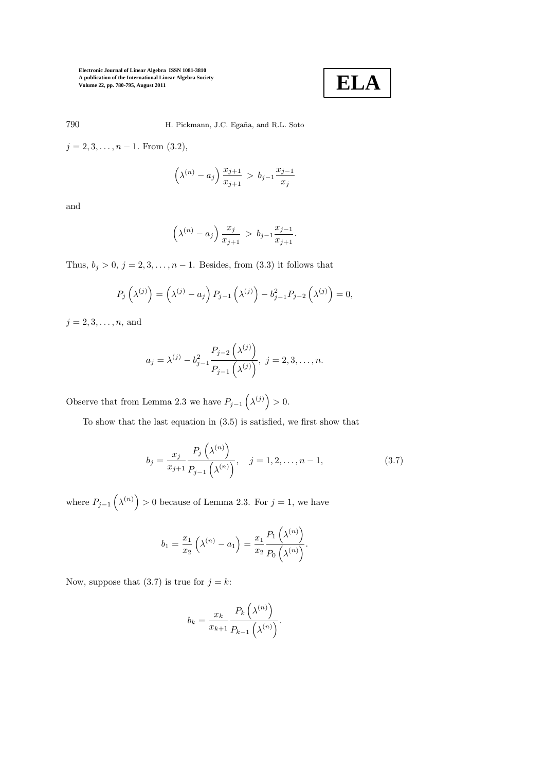$j = 2, 3, \ldots, n-1$. From (3.2),

$$\left(\lambda^{(n)} - a_j\right) \frac{x_{j+1}}{x_{j+1}} > b_{j-1} \frac{x_{j-1}}{x_j}$$

and

$$\left(\lambda^{(n)} - a_j\right) \frac{x_j}{x_{j+1}} > b_{j-1} \frac{x_{j-1}}{x_{j+1}}.$$

Thus, $b_j > 0$, $j = 2, 3, \ldots, n-1$. Besides, from (3.3) it follows that

$$P_j\left(\lambda^{(j)}\right) = \left(\lambda^{(j)} - a_j\right) P_{j-1}\left(\lambda^{(j)}\right) - b_{j-1}^2 P_{j-2}\left(\lambda^{(j)}\right) = 0,$$

$j = 2, 3, \ldots, n$, and

$$a_j = \lambda^{(j)} - b_{j-1}^2 \frac{P_{j-2}\left(\lambda^{(j)}\right)}{P_{j-1}\left(\lambda^{(j)}\right)}, \; j = 2, 3, \ldots, n.$$

Observe that from Lemma 2.3 we have $P_{j-1}\left(\lambda^{(j)}\right) > 0$.

To show that the last equation in (3.5) is satisfied, we first show that

$$b_j = \frac{x_j}{x_{j+1}} \frac{P_j\left(\lambda^{(n)}\right)}{P_{j-1}\left(\lambda^{(n)}\right)}, \quad j = 1, 2, \ldots, n-1, \tag{3.7}$$

where $P_{j-1}\left(\lambda^{(n)}\right) > 0$ because of Lemma 2.3. For $j = 1$, we have

$$b_1 = \frac{x_1}{x_2}\left(\lambda^{(n)} - a_1\right) = \frac{x_1}{x_2} \frac{P_1\left(\lambda^{(n)}\right)}{P_0\left(\lambda^{(n)}\right)}.$$

Now, suppose that (3.7) is true for $j = k$:

$$b_k = \frac{x_k}{x_{k+1}} \frac{P_k\left(\lambda^{(n)}\right)}{P_{k-1}\left(\lambda^{(n)}\right)}.$$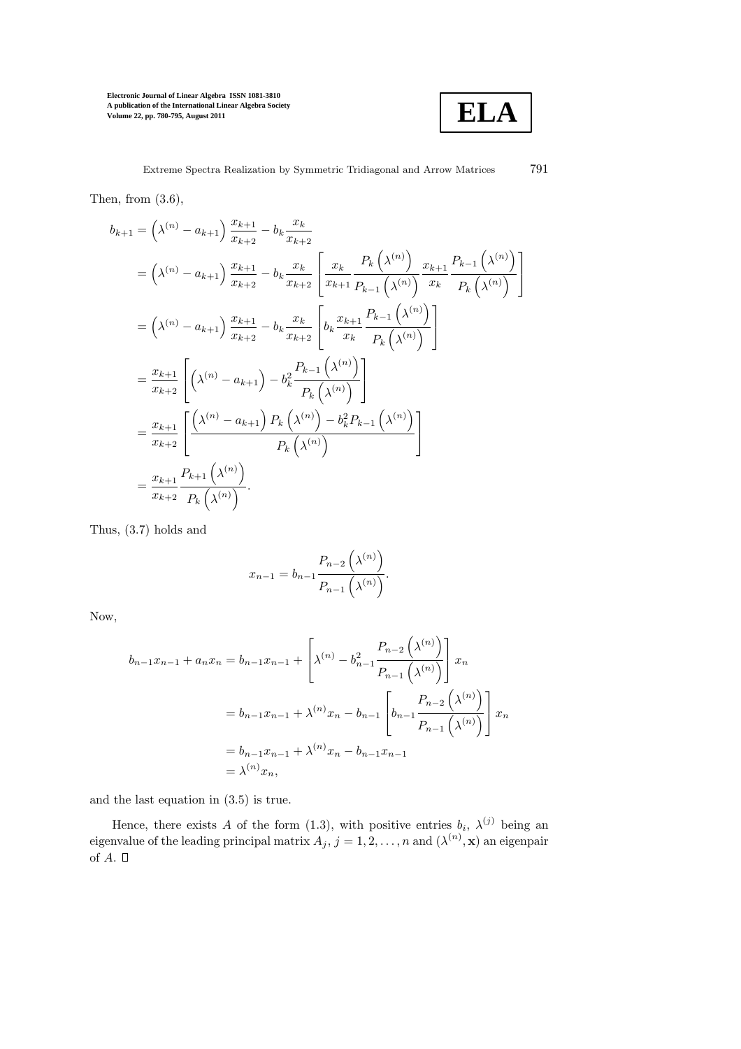Then, from (3.6),

$$
\begin{aligned}
b_{k+1} &= \left(\lambda^{(n)} - a_{k+1}\right)\frac{x_{k+1}}{x_{k+2}} - b_k\frac{x_k}{x_{k+2}} \\
&= \left(\lambda^{(n)} - a_{k+1}\right)\frac{x_{k+1}}{x_{k+2}} - b_k\frac{x_k}{x_{k+2}}\left[\frac{x_k}{x_{k+1}}\frac{P_k\left(\lambda^{(n)}\right)}{P_{k-1}\left(\lambda^{(n)}\right)}\frac{x_{k+1}}{x_k}\frac{P_{k-1}\left(\lambda^{(n)}\right)}{P_k\left(\lambda^{(n)}\right)}\right] \\
&= \left(\lambda^{(n)} - a_{k+1}\right)\frac{x_{k+1}}{x_{k+2}} - b_k\frac{x_k}{x_{k+2}}\left[b_k\frac{x_{k+1}}{x_k}\frac{P_{k-1}\left(\lambda^{(n)}\right)}{P_k\left(\lambda^{(n)}\right)}\right] \\
&= \frac{x_{k+1}}{x_{k+2}}\left[\left(\lambda^{(n)} - a_{k+1}\right) - b_k^2\frac{P_{k-1}\left(\lambda^{(n)}\right)}{P_k\left(\lambda^{(n)}\right)}\right] \\
&= \frac{x_{k+1}}{x_{k+2}}\left[\frac{\left(\lambda^{(n)} - a_{k+1}\right)P_k\left(\lambda^{(n)}\right) - b_k^2 P_{k-1}\left(\lambda^{(n)}\right)}{P_k\left(\lambda^{(n)}\right)}\right] \\
&= \frac{x_{k+1}}{x_{k+2}}\frac{P_{k+1}\left(\lambda^{(n)}\right)}{P_k\left(\lambda^{(n)}\right)}.
\end{aligned}
$$

Thus, (3.7) holds and

$$
x_{n-1} = b_{n-1}\frac{P_{n-2}\left(\lambda^{(n)}\right)}{P_{n-1}\left(\lambda^{(n)}\right)}.
$$

Now,

$$
\begin{aligned}
b_{n-1}x_{n-1} + a_n x_n &= b_{n-1}x_{n-1} + \left[\lambda^{(n)} - b_{n-1}^2\frac{P_{n-2}\left(\lambda^{(n)}\right)}{P_{n-1}\left(\lambda^{(n)}\right)}\right]x_n \\
&= b_{n-1}x_{n-1} + \lambda^{(n)}x_n - b_{n-1}\left[b_{n-1}\frac{P_{n-2}\left(\lambda^{(n)}\right)}{P_{n-1}\left(\lambda^{(n)}\right)}\right]x_n \\
&= b_{n-1}x_{n-1} + \lambda^{(n)}x_n - b_{n-1}x_{n-1} \\
&= \lambda^{(n)}x_n,
\end{aligned}
$$

and the last equation in (3.5) is true.

Hence, there exists $A$ of the form (1.3), with positive entries $b_i$, $\lambda^{(j)}$ being an eigenvalue of the leading principal matrix $A_j$, $j = 1, 2, \ldots, n$ and $(\lambda^{(n)}, \mathbf{x})$ an eigenpair of $A$. □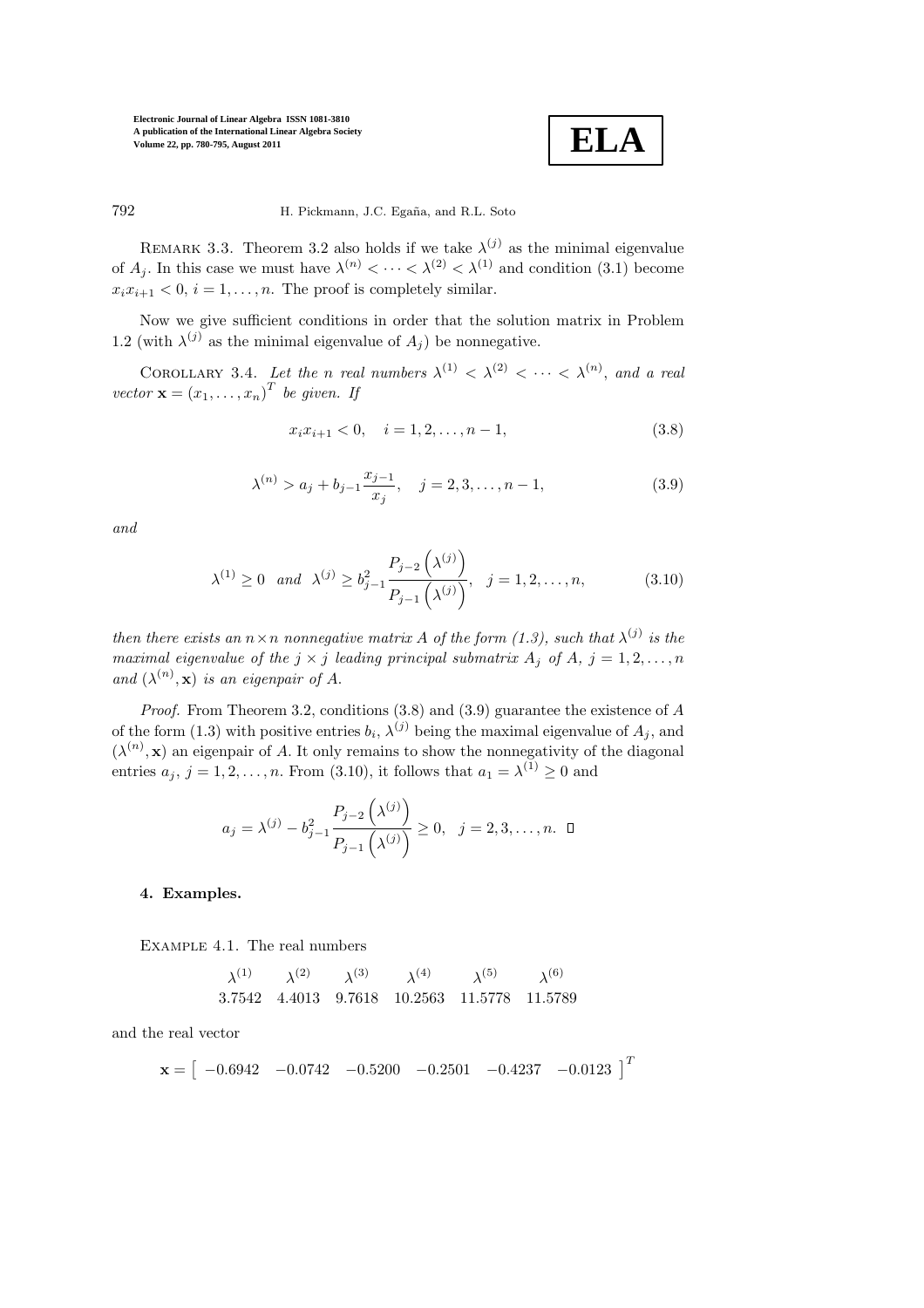REMARK 3.3. Theorem 3.2 also holds if we take $\lambda^{(j)}$ as the minimal eigenvalue of $A_j$. In this case we must have $\lambda^{(n)} < \cdots < \lambda^{(2)} < \lambda^{(1)}$ and condition (3.1) become $x_i x_{i+1} < 0$, $i = 1, \ldots, n$. The proof is completely similar.

Now we give sufficient conditions in order that the solution matrix in Problem 1.2 (with $\lambda^{(j)}$ as the minimal eigenvalue of $A_j$) be nonnegative.

COROLLARY 3.4. *Let the $n$ real numbers $\lambda^{(1)} < \lambda^{(2)} < \cdots < \lambda^{(n)}$, and a real vector $\mathbf{x} = (x_1, \ldots, x_n)^T$ be given. If*

$$x_i x_{i+1} < 0, \quad i = 1, 2, \ldots, n-1, \tag{3.8}$$

$$\lambda^{(n)} > a_j + b_{j-1} \frac{x_{j-1}}{x_j}, \quad j = 2, 3, \ldots, n-1, \tag{3.9}$$

*and*

$$\lambda^{(1)} \geq 0 \quad \text{and} \quad \lambda^{(j)} \geq b_{j-1}^2 \frac{P_{j-2}\left(\lambda^{(j)}\right)}{P_{j-1}\left(\lambda^{(j)}\right)}, \quad j = 1, 2, \ldots, n, \tag{3.10}$$

*then there exists an $n \times n$ nonnegative matrix $A$ of the form (1.3), such that $\lambda^{(j)}$ is the maximal eigenvalue of the $j \times j$ leading principal submatrix $A_j$ of $A$, $j = 1, 2, \ldots, n$ and $(\lambda^{(n)}, \mathbf{x})$ is an eigenpair of $A$.*

*Proof.* From Theorem 3.2, conditions (3.8) and (3.9) guarantee the existence of $A$ of the form (1.3) with positive entries $b_i$, $\lambda^{(j)}$ being the maximal eigenvalue of $A_j$, and $(\lambda^{(n)}, \mathbf{x})$ an eigenpair of $A$. It only remains to show the nonnegativity of the diagonal entries $a_j$, $j = 1, 2, \ldots, n$. From (3.10), it follows that $a_1 = \lambda^{(1)} \geq 0$ and

$$a_j = \lambda^{(j)} - b_{j-1}^2 \frac{P_{j-2}\left(\lambda^{(j)}\right)}{P_{j-1}\left(\lambda^{(j)}\right)} \geq 0, \quad j = 2, 3, \ldots, n. \qquad \square$$

## 4. Examples.

EXAMPLE 4.1. The real numbers

| $\lambda^{(1)}$ | $\lambda^{(2)}$ | $\lambda^{(3)}$ | $\lambda^{(4)}$ | $\lambda^{(5)}$ | $\lambda^{(6)}$ |
|---|---|---|---|---|---|
| 3.7542 | 4.4013 | 9.7618 | 10.2563 | 11.5778 | 11.5789 |

and the real vector

$$\mathbf{x} = \begin{bmatrix} -0.6942 & -0.0742 & -0.5200 & -0.2501 & -0.4237 & -0.0123 \end{bmatrix}^T$$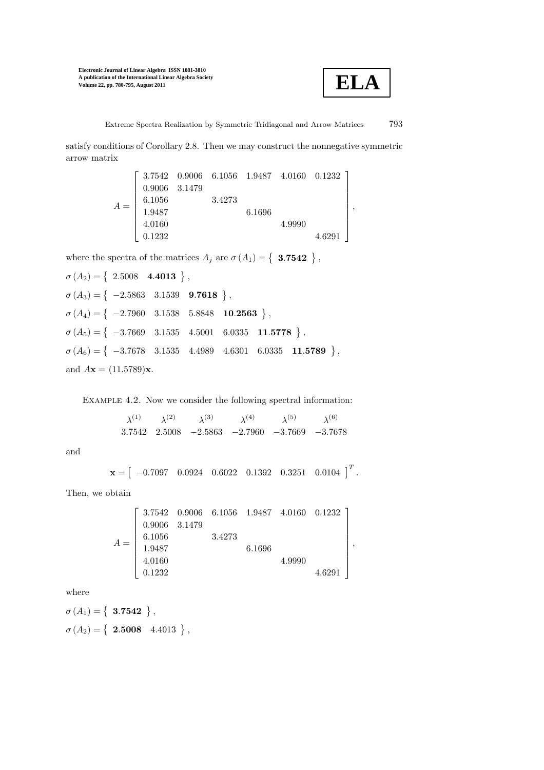satisfy conditions of Corollary 2.8. Then we may construct the nonnegative symmetric arrow matrix

$$A = \begin{bmatrix} 3.7542 & 0.9006 & 6.1056 & 1.9487 & 4.0160 & 0.1232 \\ 0.9006 & 3.1479 & & & & \\ 6.1056 & & 3.4273 & & & \\ 1.9487 & & & 6.1696 & & \\ 4.0160 & & & & 4.9990 & \\ 0.1232 & & & & & 4.6291 \end{bmatrix},$$

where the spectra of the matrices $A_j$ are $\sigma(A_1) = \left\{ \ \mathbf{3.7542} \ \right\}$,

$\sigma(A_2) = \left\{ \ 2.5008 \quad \mathbf{4.4013} \ \right\}$,

$\sigma(A_3) = \left\{ \ -2.5863 \quad 3.1539 \quad \mathbf{9.7618} \ \right\}$,

$\sigma(A_4) = \left\{ \ -2.7960 \quad 3.1538 \quad 5.8848 \quad \mathbf{10.2563} \ \right\}$,

$\sigma(A_5) = \left\{ \ -3.7669 \quad 3.1535 \quad 4.5001 \quad 6.0335 \quad \mathbf{11.5778} \ \right\}$,

$\sigma(A_6) = \left\{ \ -3.7678 \quad 3.1535 \quad 4.4989 \quad 4.6301 \quad 6.0335 \quad \mathbf{11.5789} \ \right\}$,

and $A\mathbf{x} = (11.5789)\mathbf{x}$.

Example 4.2. Now we consider the following spectral information:

| $\lambda^{(1)}$ | $\lambda^{(2)}$ | $\lambda^{(3)}$ | $\lambda^{(4)}$ | $\lambda^{(5)}$ | $\lambda^{(6)}$ |
|---|---|---|---|---|---|
| 3.7542 | 2.5008 | −2.5863 | −2.7960 | −3.7669 | −3.7678 |

and

$$\mathbf{x} = \left[ \ -0.7097 \quad 0.0924 \quad 0.6022 \quad 0.1392 \quad 0.3251 \quad 0.0104 \ \right]^T.$$

Then, we obtain

$$A = \begin{bmatrix} 3.7542 & 0.9006 & 6.1056 & 1.9487 & 4.0160 & 0.1232 \\ 0.9006 & 3.1479 & & & & \\ 6.1056 & & 3.4273 & & & \\ 1.9487 & & & 6.1696 & & \\ 4.0160 & & & & 4.9990 & \\ 0.1232 & & & & & 4.6291 \end{bmatrix},$$

where

$\sigma(A_1) = \left\{ \ \mathbf{3.7542} \ \right\}$,

$\sigma(A_2) = \left\{ \ \mathbf{2.5008} \quad 4.4013 \ \right\}$,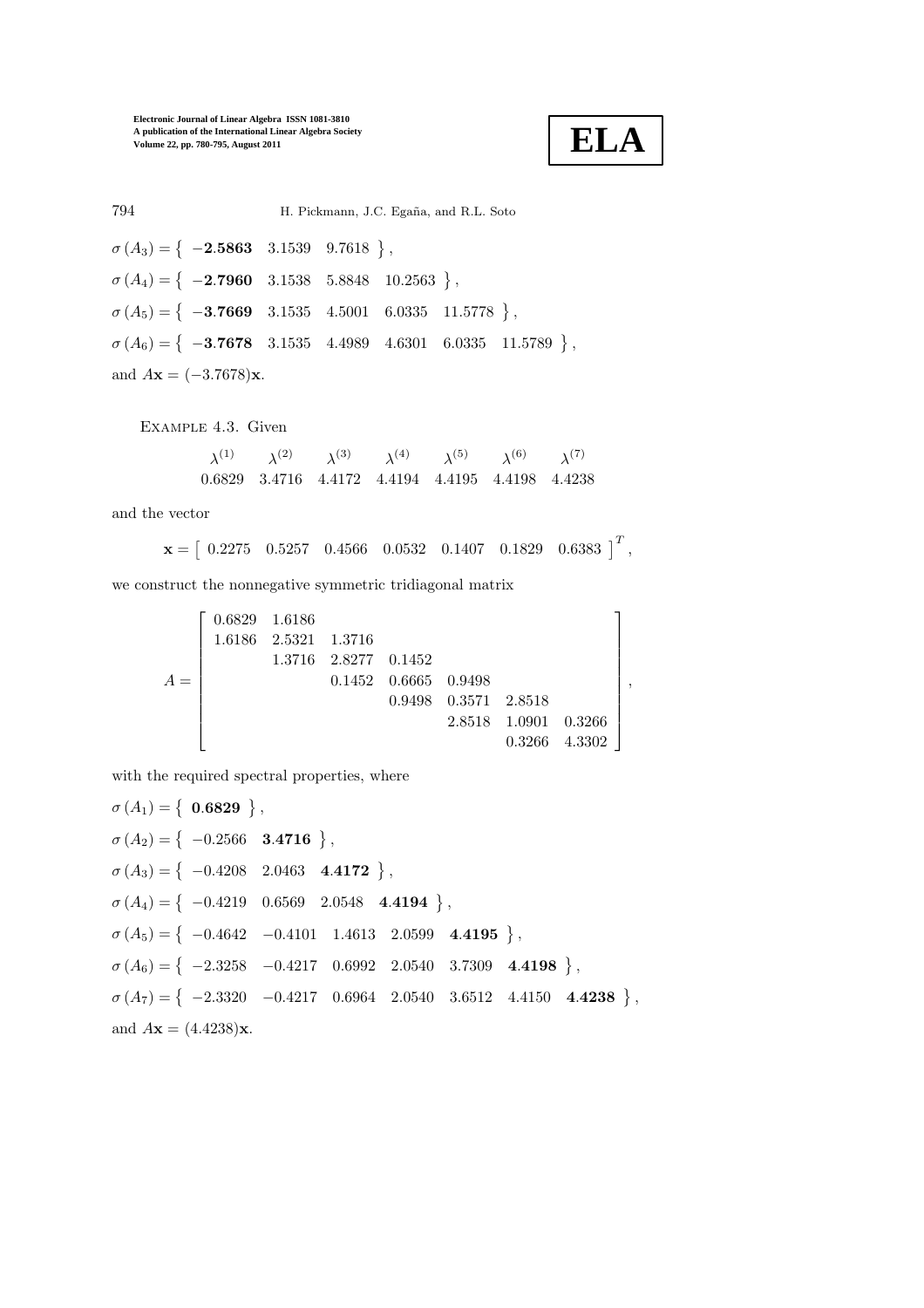$\sigma(A_3) = \{ \; \mathbf{-2.5863} \quad 3.1539 \quad 9.7618 \; \}$,

$\sigma(A_4) = \{ \; \mathbf{-2.7960} \quad 3.1538 \quad 5.8848 \quad 10.2563 \; \}$,

$\sigma(A_5) = \{ \; \mathbf{-3.7669} \quad 3.1535 \quad 4.5001 \quad 6.0335 \quad 11.5778 \; \}$,

$\sigma(A_6) = \{ \; \mathbf{-3.7678} \quad 3.1535 \quad 4.4989 \quad 4.6301 \quad 6.0335 \quad 11.5789 \; \}$,

and $A\mathbf{x} = (-3.7678)\mathbf{x}$.

Example 4.3. Given

$$\begin{array}{ccccccc} \lambda^{(1)} & \lambda^{(2)} & \lambda^{(3)} & \lambda^{(4)} & \lambda^{(5)} & \lambda^{(6)} & \lambda^{(7)} \\ 0.6829 & 3.4716 & 4.4172 & 4.4194 & 4.4195 & 4.4198 & 4.4238 \end{array}$$

and the vector

$$\mathbf{x} = \begin{bmatrix} 0.2275 & 0.5257 & 0.4566 & 0.0532 & 0.1407 & 0.1829 & 0.6383 \end{bmatrix}^T,$$

we construct the nonnegative symmetric tridiagonal matrix

$$A = \begin{bmatrix} 0.6829 & 1.6186 & & & & & \\ 1.6186 & 2.5321 & 1.3716 & & & & \\ & 1.3716 & 2.8277 & 0.1452 & & & \\ & & 0.1452 & 0.6665 & 0.9498 & & \\ & & & 0.9498 & 0.3571 & 2.8518 & \\ & & & & 2.8518 & 1.0901 & 0.3266 \\ & & & & & 0.3266 & 4.3302 \end{bmatrix},$$

with the required spectral properties, where

$\sigma(A_1) = \{ \; \mathbf{0.6829} \; \}$,

$\sigma(A_2) = \{ \; -0.2566 \quad \mathbf{3.4716} \; \}$,

$\sigma(A_3) = \{ \; -0.4208 \quad 2.0463 \quad \mathbf{4.4172} \; \}$,

$\sigma(A_4) = \{ \; -0.4219 \quad 0.6569 \quad 2.0548 \quad \mathbf{4.4194} \; \}$,

$\sigma(A_5) = \{ \; -0.4642 \quad -0.4101 \quad 1.4613 \quad 2.0599 \quad \mathbf{4.4195} \; \}$,

$\sigma(A_6) = \{ \; -2.3258 \quad -0.4217 \quad 0.6992 \quad 2.0540 \quad 3.7309 \quad \mathbf{4.4198} \; \}$,

$\sigma(A_7) = \{ \; -2.3320 \quad -0.4217 \quad 0.6964 \quad 2.0540 \quad 3.6512 \quad 4.4150 \quad \mathbf{4.4238} \; \}$,

and $A\mathbf{x} = (4.4238)\mathbf{x}$.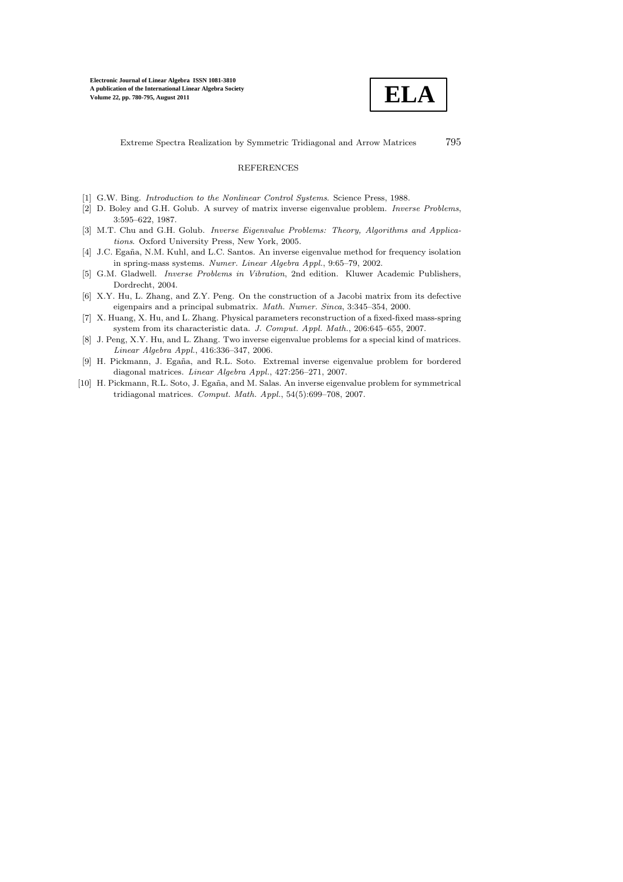## REFERENCES

[1] G.W. Bing. *Introduction to the Nonlinear Control Systems*. Science Press, 1988.

[2] D. Boley and G.H. Golub. A survey of matrix inverse eigenvalue problem. *Inverse Problems*, 3:595–622, 1987.

[3] M.T. Chu and G.H. Golub. *Inverse Eigenvalue Problems: Theory, Algorithms and Applications*. Oxford University Press, New York, 2005.

[4] J.C. Egaña, N.M. Kuhl, and L.C. Santos. An inverse eigenvalue method for frequency isolation in spring-mass systems. *Numer. Linear Algebra Appl.*, 9:65–79, 2002.

[5] G.M. Gladwell. *Inverse Problems in Vibration*, 2nd edition. Kluwer Academic Publishers, Dordrecht, 2004.

[6] X.Y. Hu, L. Zhang, and Z.Y. Peng. On the construction of a Jacobi matrix from its defective eigenpairs and a principal submatrix. *Math. Numer. Sinca*, 3:345–354, 2000.

[7] X. Huang, X. Hu, and L. Zhang. Physical parameters reconstruction of a fixed-fixed mass-spring system from its characteristic data. *J. Comput. Appl. Math.*, 206:645–655, 2007.

[8] J. Peng, X.Y. Hu, and L. Zhang. Two inverse eigenvalue problems for a special kind of matrices. *Linear Algebra Appl.*, 416:336–347, 2006.

[9] H. Pickmann, J. Egaña, and R.L. Soto. Extremal inverse eigenvalue problem for bordered diagonal matrices. *Linear Algebra Appl.*, 427:256–271, 2007.

[10] H. Pickmann, R.L. Soto, J. Egaña, and M. Salas. An inverse eigenvalue problem for symmetrical tridiagonal matrices. *Comput. Math. Appl.*, 54(5):699–708, 2007.